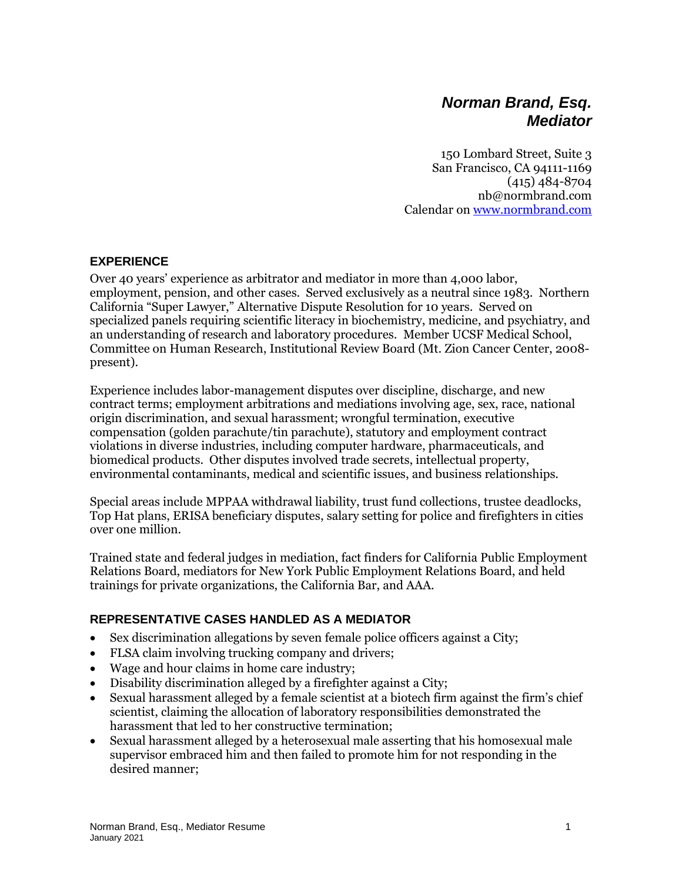# *Norman Brand, Esq.*
# *Mediator*

150 Lombard Street, Suite 3
San Francisco, CA 94111-1169
(415) 484-8704
nb@normbrand.com
Calendar on [www.normbrand.com](http://www.normbrand.com)

## EXPERIENCE

Over 40 years' experience as arbitrator and mediator in more than 4,000 labor, employment, pension, and other cases. Served exclusively as a neutral since 1983. Northern California "Super Lawyer," Alternative Dispute Resolution for 10 years. Served on specialized panels requiring scientific literacy in biochemistry, medicine, and psychiatry, and an understanding of research and laboratory procedures. Member UCSF Medical School, Committee on Human Research, Institutional Review Board (Mt. Zion Cancer Center, 2008-present).

Experience includes labor-management disputes over discipline, discharge, and new contract terms; employment arbitrations and mediations involving age, sex, race, national origin discrimination, and sexual harassment; wrongful termination, executive compensation (golden parachute/tin parachute), statutory and employment contract violations in diverse industries, including computer hardware, pharmaceuticals, and biomedical products. Other disputes involved trade secrets, intellectual property, environmental contaminants, medical and scientific issues, and business relationships.

Special areas include MPPAA withdrawal liability, trust fund collections, trustee deadlocks, Top Hat plans, ERISA beneficiary disputes, salary setting for police and firefighters in cities over one million.

Trained state and federal judges in mediation, fact finders for California Public Employment Relations Board, mediators for New York Public Employment Relations Board, and held trainings for private organizations, the California Bar, and AAA.

## REPRESENTATIVE CASES HANDLED AS A MEDIATOR

- Sex discrimination allegations by seven female police officers against a City;
- FLSA claim involving trucking company and drivers;
- Wage and hour claims in home care industry;
- Disability discrimination alleged by a firefighter against a City;
- Sexual harassment alleged by a female scientist at a biotech firm against the firm's chief scientist, claiming the allocation of laboratory responsibilities demonstrated the harassment that led to her constructive termination;
- Sexual harassment alleged by a heterosexual male asserting that his homosexual male supervisor embraced him and then failed to promote him for not responding in the desired manner;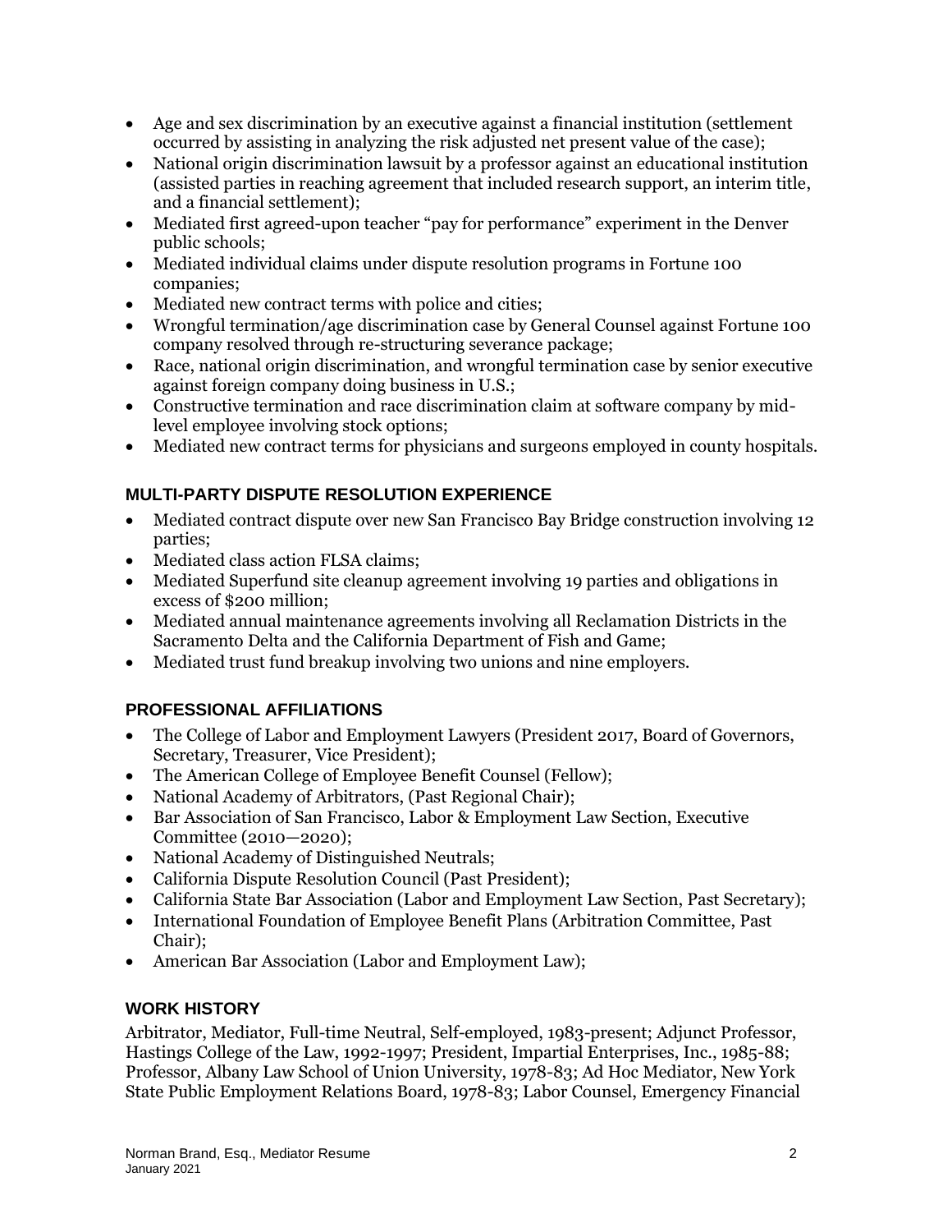- Age and sex discrimination by an executive against a financial institution (settlement occurred by assisting in analyzing the risk adjusted net present value of the case);
- National origin discrimination lawsuit by a professor against an educational institution (assisted parties in reaching agreement that included research support, an interim title, and a financial settlement);
- Mediated first agreed-upon teacher "pay for performance" experiment in the Denver public schools;
- Mediated individual claims under dispute resolution programs in Fortune 100 companies;
- Mediated new contract terms with police and cities;
- Wrongful termination/age discrimination case by General Counsel against Fortune 100 company resolved through re-structuring severance package;
- Race, national origin discrimination, and wrongful termination case by senior executive against foreign company doing business in U.S.;
- Constructive termination and race discrimination claim at software company by mid-level employee involving stock options;
- Mediated new contract terms for physicians and surgeons employed in county hospitals.

## MULTI-PARTY DISPUTE RESOLUTION EXPERIENCE

- Mediated contract dispute over new San Francisco Bay Bridge construction involving 12 parties;
- Mediated class action FLSA claims;
- Mediated Superfund site cleanup agreement involving 19 parties and obligations in excess of $200 million;
- Mediated annual maintenance agreements involving all Reclamation Districts in the Sacramento Delta and the California Department of Fish and Game;
- Mediated trust fund breakup involving two unions and nine employers.

## PROFESSIONAL AFFILIATIONS

- The College of Labor and Employment Lawyers (President 2017, Board of Governors, Secretary, Treasurer, Vice President);
- The American College of Employee Benefit Counsel (Fellow);
- National Academy of Arbitrators, (Past Regional Chair);
- Bar Association of San Francisco, Labor & Employment Law Section, Executive Committee (2010—2020);
- National Academy of Distinguished Neutrals;
- California Dispute Resolution Council (Past President);
- California State Bar Association (Labor and Employment Law Section, Past Secretary);
- International Foundation of Employee Benefit Plans (Arbitration Committee, Past Chair);
- American Bar Association (Labor and Employment Law);

## WORK HISTORY

Arbitrator, Mediator, Full-time Neutral, Self-employed, 1983-present; Adjunct Professor, Hastings College of the Law, 1992-1997; President, Impartial Enterprises, Inc., 1985-88; Professor, Albany Law School of Union University, 1978-83; Ad Hoc Mediator, New York State Public Employment Relations Board, 1978-83; Labor Counsel, Emergency Financial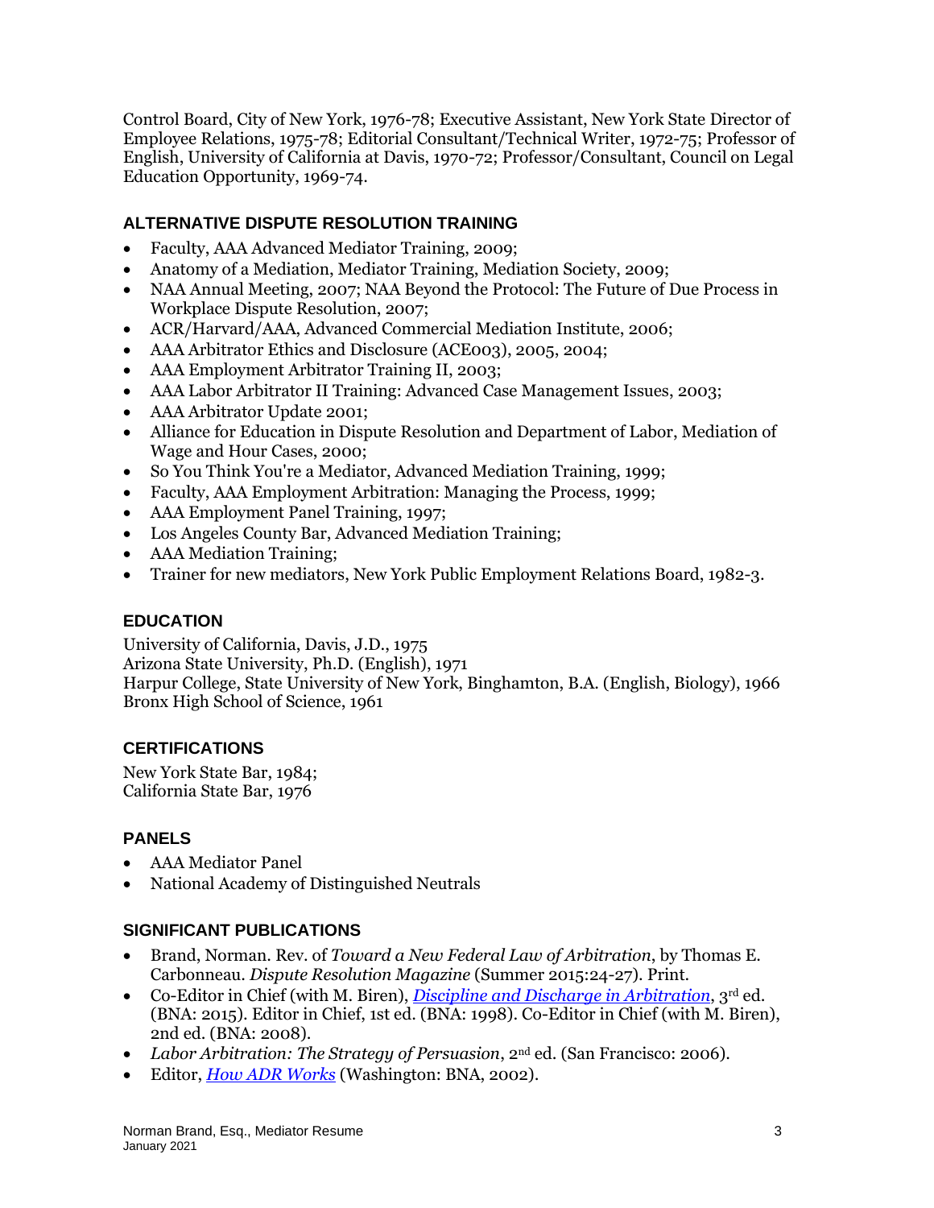Control Board, City of New York, 1976-78; Executive Assistant, New York State Director of Employee Relations, 1975-78; Editorial Consultant/Technical Writer, 1972-75; Professor of English, University of California at Davis, 1970-72; Professor/Consultant, Council on Legal Education Opportunity, 1969-74.

## ALTERNATIVE DISPUTE RESOLUTION TRAINING

- Faculty, AAA Advanced Mediator Training, 2009;
- Anatomy of a Mediation, Mediator Training, Mediation Society, 2009;
- NAA Annual Meeting, 2007; NAA Beyond the Protocol: The Future of Due Process in Workplace Dispute Resolution, 2007;
- ACR/Harvard/AAA, Advanced Commercial Mediation Institute, 2006;
- AAA Arbitrator Ethics and Disclosure (ACE003), 2005, 2004;
- AAA Employment Arbitrator Training II, 2003;
- AAA Labor Arbitrator II Training: Advanced Case Management Issues, 2003;
- AAA Arbitrator Update 2001;
- Alliance for Education in Dispute Resolution and Department of Labor, Mediation of Wage and Hour Cases, 2000;
- So You Think You're a Mediator, Advanced Mediation Training, 1999;
- Faculty, AAA Employment Arbitration: Managing the Process, 1999;
- AAA Employment Panel Training, 1997;
- Los Angeles County Bar, Advanced Mediation Training;
- AAA Mediation Training;
- Trainer for new mediators, New York Public Employment Relations Board, 1982-3.

## EDUCATION

University of California, Davis, J.D., 1975
Arizona State University, Ph.D. (English), 1971
Harpur College, State University of New York, Binghamton, B.A. (English, Biology), 1966
Bronx High School of Science, 1961

## CERTIFICATIONS

New York State Bar, 1984;
California State Bar, 1976

## PANELS

- AAA Mediator Panel
- National Academy of Distinguished Neutrals

## SIGNIFICANT PUBLICATIONS

- Brand, Norman. Rev. of *Toward a New Federal Law of Arbitration*, by Thomas E. Carbonneau. *Dispute Resolution Magazine* (Summer 2015:24-27). Print.
- Co-Editor in Chief (with M. Biren), *Discipline and Discharge in Arbitration*, 3rd ed. (BNA: 2015). Editor in Chief, 1st ed. (BNA: 1998). Co-Editor in Chief (with M. Biren), 2nd ed. (BNA: 2008).
- *Labor Arbitration: The Strategy of Persuasion*, 2nd ed. (San Francisco: 2006).
- Editor, *How ADR Works* (Washington: BNA, 2002).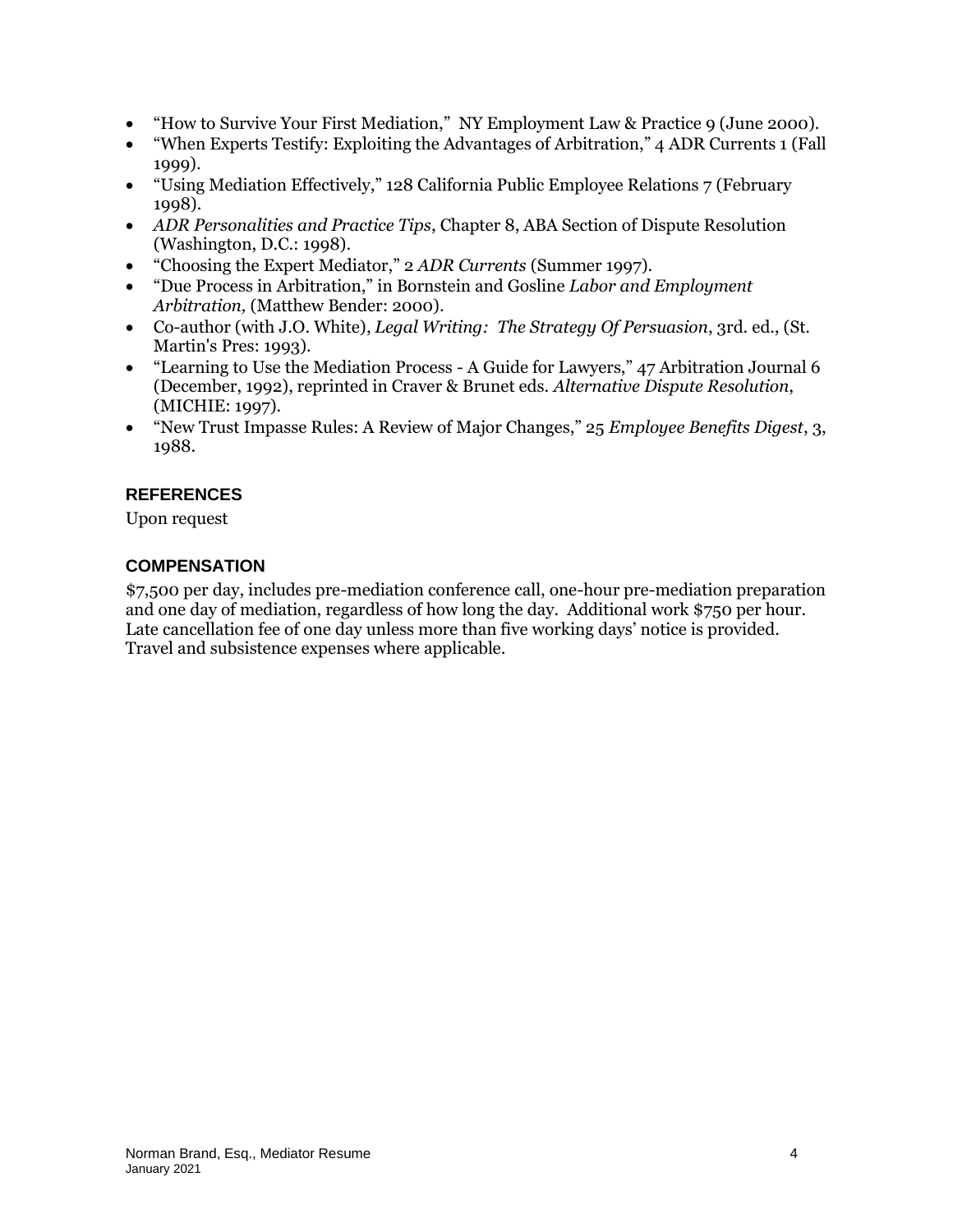- "How to Survive Your First Mediation," NY Employment Law & Practice 9 (June 2000).
- "When Experts Testify: Exploiting the Advantages of Arbitration," 4 ADR Currents 1 (Fall 1999).
- "Using Mediation Effectively," 128 California Public Employee Relations 7 (February 1998).
- *ADR Personalities and Practice Tips*, Chapter 8, ABA Section of Dispute Resolution (Washington, D.C.: 1998).
- "Choosing the Expert Mediator," 2 *ADR Currents* (Summer 1997).
- "Due Process in Arbitration," in Bornstein and Gosline *Labor and Employment Arbitration,* (Matthew Bender: 2000).
- Co-author (with J.O. White), *Legal Writing: The Strategy Of Persuasion*, 3rd. ed., (St. Martin's Pres: 1993).
- "Learning to Use the Mediation Process - A Guide for Lawyers," 47 Arbitration Journal 6 (December, 1992), reprinted in Craver & Brunet eds. *Alternative Dispute Resolution*, (MICHIE: 1997).
- "New Trust Impasse Rules: A Review of Major Changes," 25 *Employee Benefits Digest*, 3, 1988.

## REFERENCES

Upon request

## COMPENSATION

$7,500 per day, includes pre-mediation conference call, one-hour pre-mediation preparation and one day of mediation, regardless of how long the day. Additional work $750 per hour. Late cancellation fee of one day unless more than five working days' notice is provided. Travel and subsistence expenses where applicable.